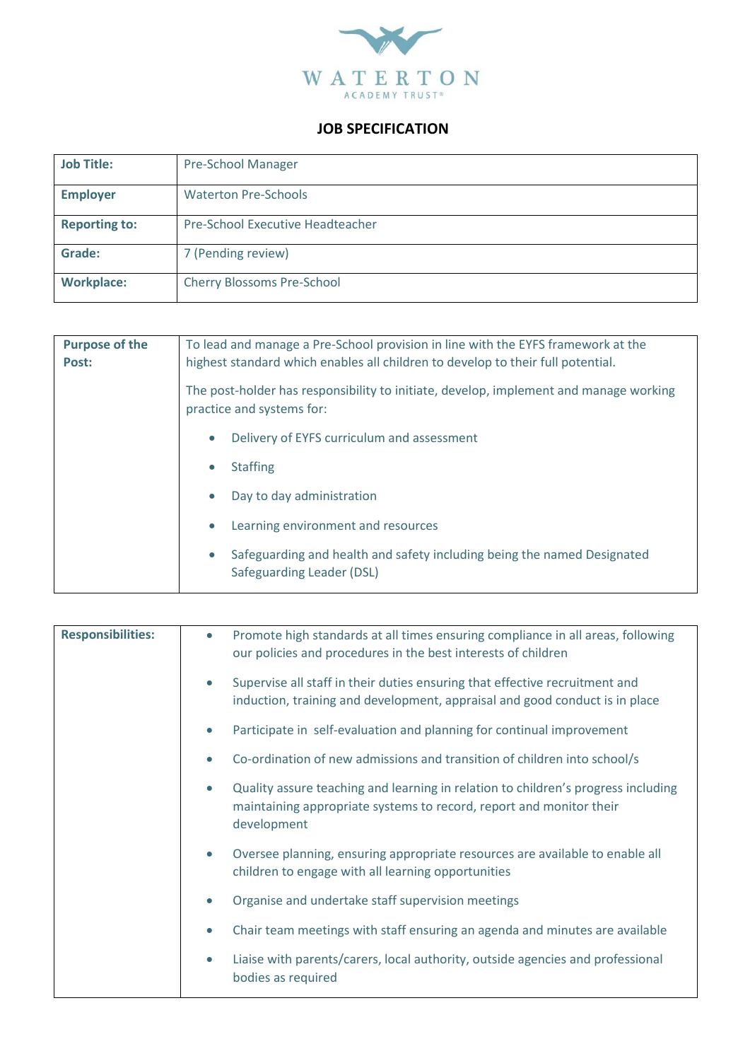WATERTON
ACADEMY TRUST®

# JOB SPECIFICATION

| **Job Title:** | Pre-School Manager |
|---|---|
| **Employer** | Waterton Pre-Schools |
| **Reporting to:** | Pre-School Executive Headteacher |
| **Grade:** | 7 (Pending review) |
| **Workplace:** | Cherry Blossoms Pre-School |

| **Purpose of the Post:** | To lead and manage a Pre-School provision in line with the EYFS framework at the highest standard which enables all children to develop to their full potential.<br><br>The post-holder has responsibility to initiate, develop, implement and manage working practice and systems for:<br>• Delivery of EYFS curriculum and assessment<br>• Staffing<br>• Day to day administration<br>• Learning environment and resources<br>• Safeguarding and health and safety including being the named Designated Safeguarding Leader (DSL) |
|---|---|

| **Responsibilities:** | • Promote high standards at all times ensuring compliance in all areas, following our policies and procedures in the best interests of children<br>• Supervise all staff in their duties ensuring that effective recruitment and induction, training and development, appraisal and good conduct is in place<br>• Participate in self-evaluation and planning for continual improvement<br>• Co-ordination of new admissions and transition of children into school/s<br>• Quality assure teaching and learning in relation to children's progress including maintaining appropriate systems to record, report and monitor their development<br>• Oversee planning, ensuring appropriate resources are available to enable all children to engage with all learning opportunities<br>• Organise and undertake staff supervision meetings<br>• Chair team meetings with staff ensuring an agenda and minutes are available<br>• Liaise with parents/carers, local authority, outside agencies and professional bodies as required |
|---|---|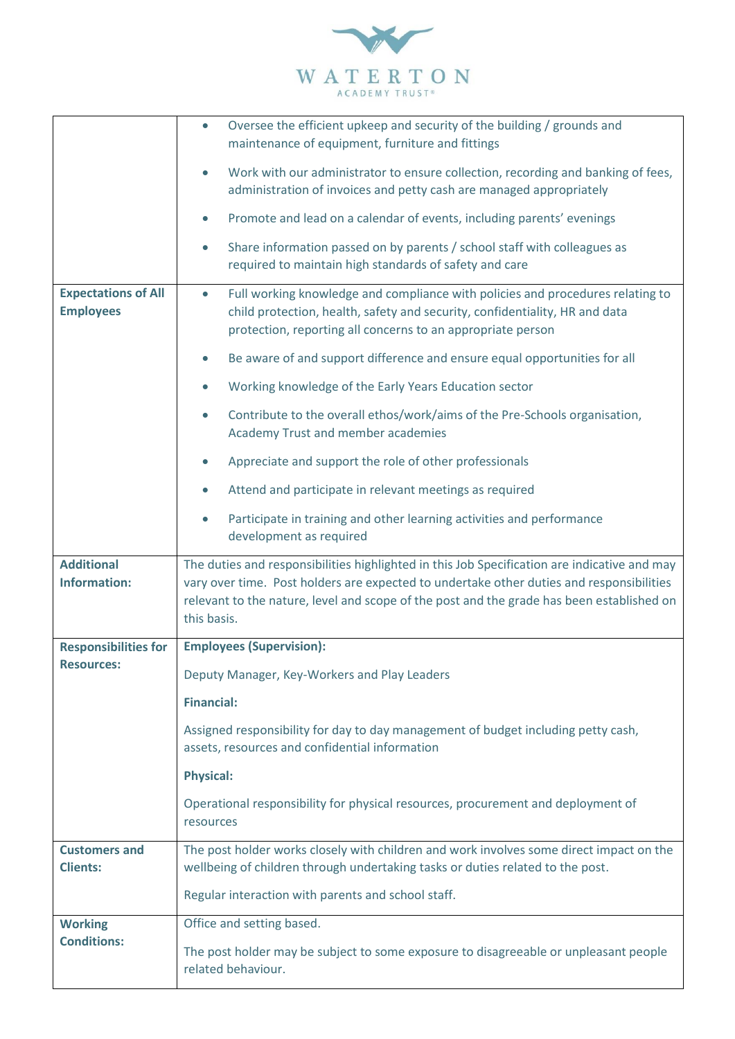| | |
|---|---|
| | • Oversee the efficient upkeep and security of the building / grounds and maintenance of equipment, furniture and fittings<br>• Work with our administrator to ensure collection, recording and banking of fees, administration of invoices and petty cash are managed appropriately<br>• Promote and lead on a calendar of events, including parents' evenings<br>• Share information passed on by parents / school staff with colleagues as required to maintain high standards of safety and care |
| **Expectations of All Employees** | • Full working knowledge and compliance with policies and procedures relating to child protection, health, safety and security, confidentiality, HR and data protection, reporting all concerns to an appropriate person<br>• Be aware of and support difference and ensure equal opportunities for all<br>• Working knowledge of the Early Years Education sector<br>• Contribute to the overall ethos/work/aims of the Pre-Schools organisation, Academy Trust and member academies<br>• Appreciate and support the role of other professionals<br>• Attend and participate in relevant meetings as required<br>• Participate in training and other learning activities and performance development as required |
| **Additional Information:** | The duties and responsibilities highlighted in this Job Specification are indicative and may vary over time. Post holders are expected to undertake other duties and responsibilities relevant to the nature, level and scope of the post and the grade has been established on this basis. |
| **Responsibilities for Resources:** | **Employees (Supervision):**<br>Deputy Manager, Key-Workers and Play Leaders<br>**Financial:**<br>Assigned responsibility for day to day management of budget including petty cash, assets, resources and confidential information<br>**Physical:**<br>Operational responsibility for physical resources, procurement and deployment of resources |
| **Customers and Clients:** | The post holder works closely with children and work involves some direct impact on the wellbeing of children through undertaking tasks or duties related to the post.<br>Regular interaction with parents and school staff. |
| **Working Conditions:** | Office and setting based.<br>The post holder may be subject to some exposure to disagreeable or unpleasant people related behaviour. |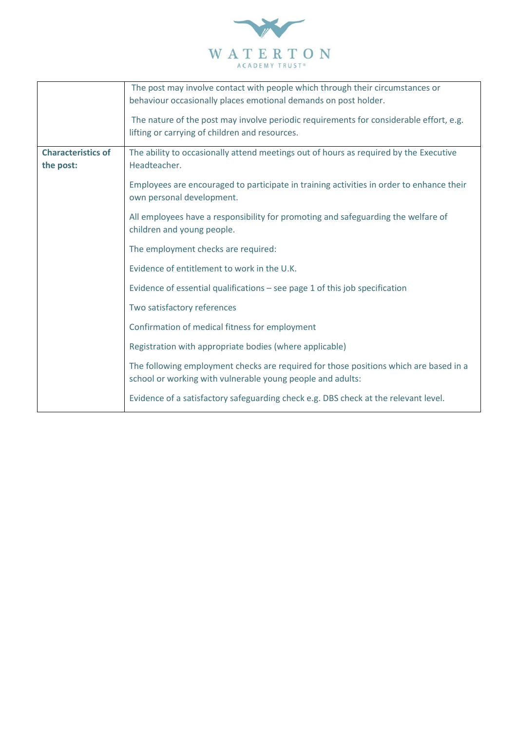| | |
|---|---|
| | The post may involve contact with people which through their circumstances or behaviour occasionally places emotional demands on post holder.<br><br>The nature of the post may involve periodic requirements for considerable effort, e.g. lifting or carrying of children and resources. |
| **Characteristics of the post:** | The ability to occasionally attend meetings out of hours as required by the Executive Headteacher.<br><br>Employees are encouraged to participate in training activities in order to enhance their own personal development.<br><br>All employees have a responsibility for promoting and safeguarding the welfare of children and young people.<br><br>The employment checks are required:<br><br>Evidence of entitlement to work in the U.K.<br><br>Evidence of essential qualifications – see page 1 of this job specification<br><br>Two satisfactory references<br><br>Confirmation of medical fitness for employment<br><br>Registration with appropriate bodies (where applicable)<br><br>The following employment checks are required for those positions which are based in a school or working with vulnerable young people and adults:<br><br>Evidence of a satisfactory safeguarding check e.g. DBS check at the relevant level. |